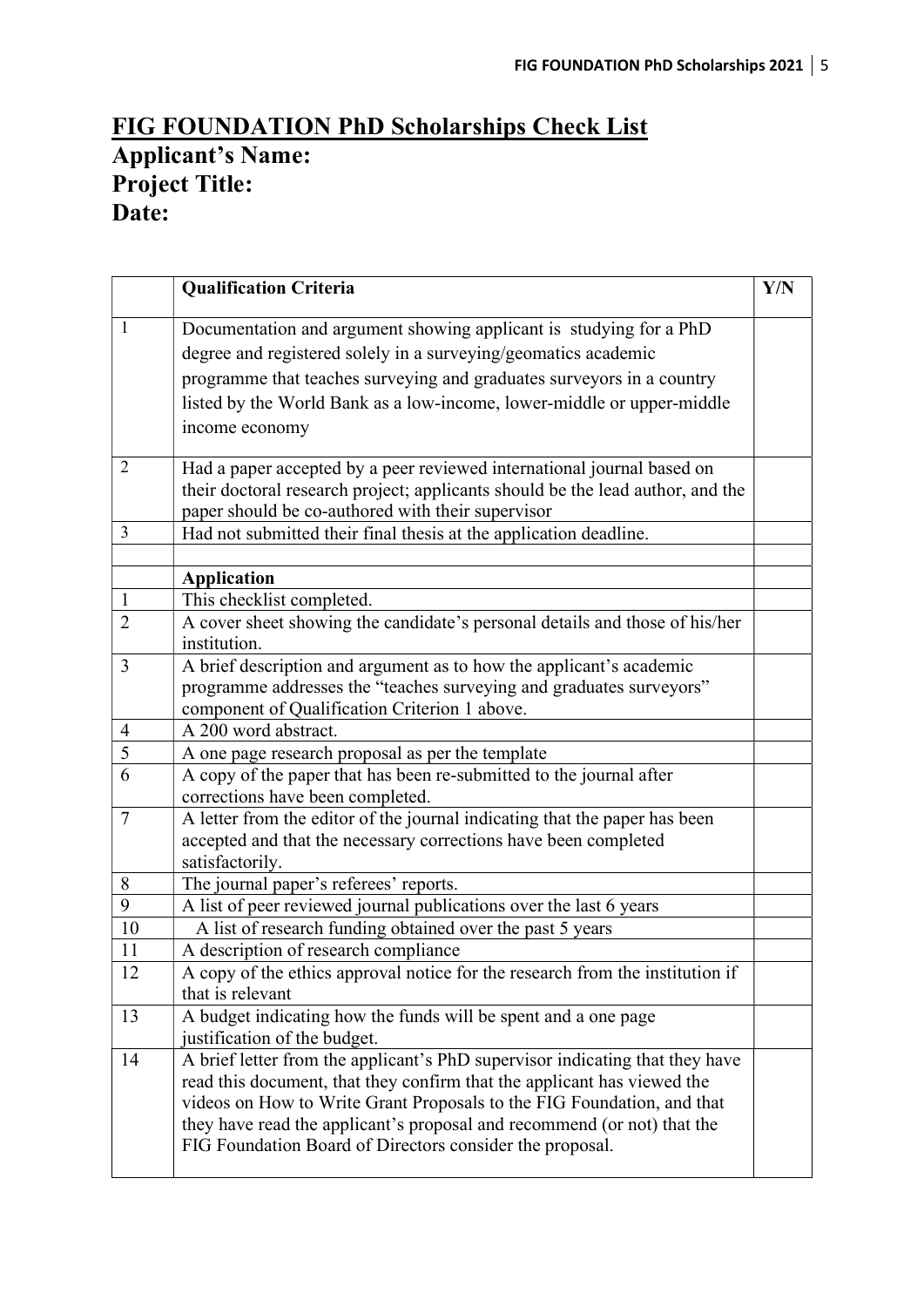# FIG FOUNDATION PhD Scholarships Check List

**Applicant's Name:**

**Project Title:**

**Date:**

| | Qualification Criteria | Y/N |
|---|---|---|
| 1 | Documentation and argument showing applicant is studying for a PhD degree and registered solely in a surveying/geomatics academic programme that teaches surveying and graduates surveyors in a country listed by the World Bank as a low-income, lower-middle or upper-middle income economy | |
| 2 | Had a paper accepted by a peer reviewed international journal based on their doctoral research project; applicants should be the lead author, and the paper should be co-authored with their supervisor | |
| 3 | Had not submitted their final thesis at the application deadline. | |
| | | |
| | **Application** | |
| 1 | This checklist completed. | |
| 2 | A cover sheet showing the candidate's personal details and those of his/her institution. | |
| 3 | A brief description and argument as to how the applicant's academic programme addresses the "teaches surveying and graduates surveyors" component of Qualification Criterion 1 above. | |
| 4 | A 200 word abstract. | |
| 5 | A one page research proposal as per the template | |
| 6 | A copy of the paper that has been re-submitted to the journal after corrections have been completed. | |
| 7 | A letter from the editor of the journal indicating that the paper has been accepted and that the necessary corrections have been completed satisfactorily. | |
| 8 | The journal paper's referees' reports. | |
| 9 | A list of peer reviewed journal publications over the last 6 years | |
| 10 | A list of research funding obtained over the past 5 years | |
| 11 | A description of research compliance | |
| 12 | A copy of the ethics approval notice for the research from the institution if that is relevant | |
| 13 | A budget indicating how the funds will be spent and a one page justification of the budget. | |
| 14 | A brief letter from the applicant's PhD supervisor indicating that they have read this document, that they confirm that the applicant has viewed the videos on How to Write Grant Proposals to the FIG Foundation, and that they have read the applicant's proposal and recommend (or not) that the FIG Foundation Board of Directors consider the proposal. | |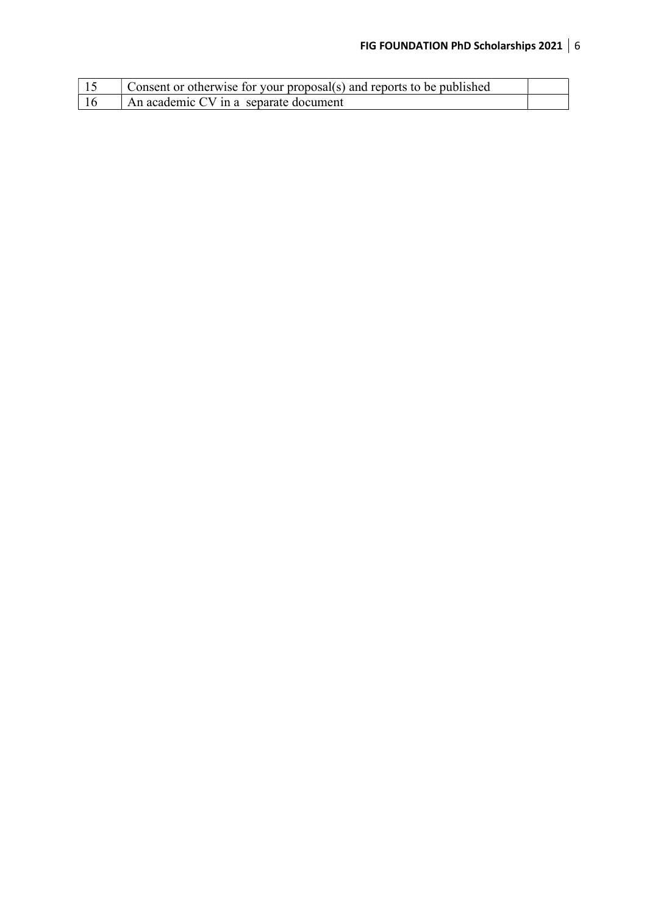| | | |
|---|---|---|
| 15 | Consent or otherwise for your proposal(s) and reports to be published | |
| 16 | An academic CV in a separate document | |